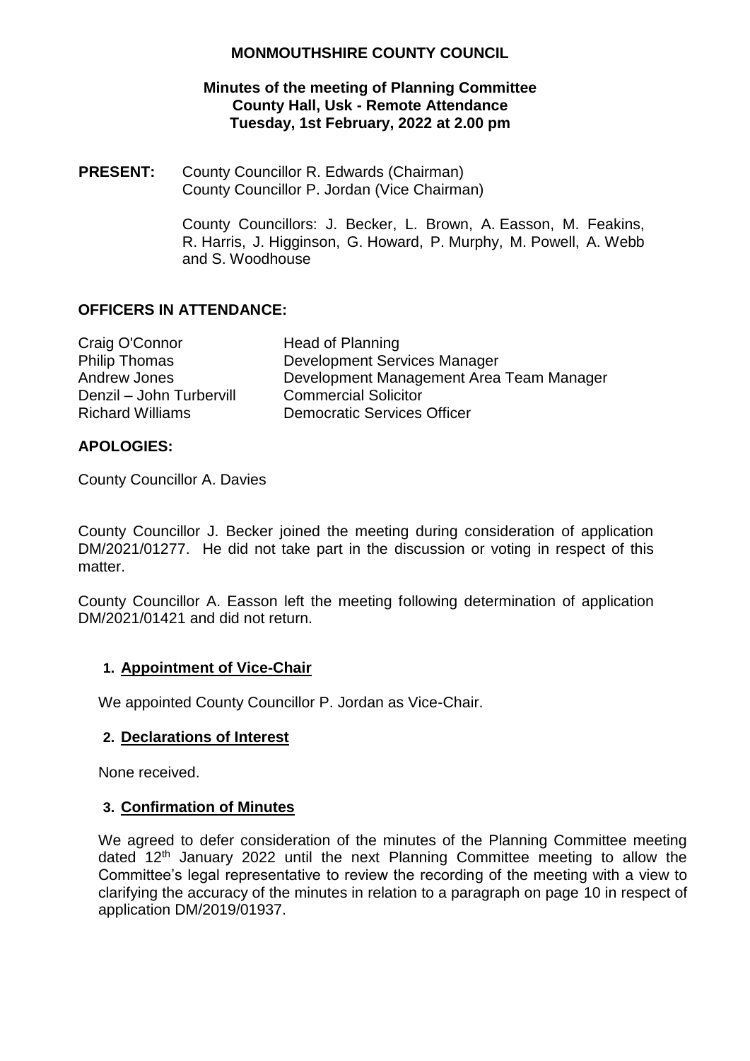**MONMOUTHSHIRE COUNTY COUNCIL**

**Minutes of the meeting of Planning Committee**
**County Hall, Usk - Remote Attendance**
**Tuesday, 1st February, 2022 at 2.00 pm**

**PRESENT:** County Councillor R. Edwards (Chairman)
County Councillor P. Jordan (Vice Chairman)

County Councillors: J. Becker, L. Brown, A. Easson, M. Feakins, R. Harris, J. Higginson, G. Howard, P. Murphy, M. Powell, A. Webb and S. Woodhouse

**OFFICERS IN ATTENDANCE:**

| | |
|---|---|
| Craig O'Connor | Head of Planning |
| Philip Thomas | Development Services Manager |
| Andrew Jones | Development Management Area Team Manager |
| Denzil – John Turbervill | Commercial Solicitor |
| Richard Williams | Democratic Services Officer |

**APOLOGIES:**

County Councillor A. Davies

County Councillor J. Becker joined the meeting during consideration of application DM/2021/01277. He did not take part in the discussion or voting in respect of this matter.

County Councillor A. Easson left the meeting following determination of application DM/2021/01421 and did not return.

**1. Appointment of Vice-Chair**

We appointed County Councillor P. Jordan as Vice-Chair.

**2. Declarations of Interest**

None received.

**3. Confirmation of Minutes**

We agreed to defer consideration of the minutes of the Planning Committee meeting dated 12th January 2022 until the next Planning Committee meeting to allow the Committee's legal representative to review the recording of the meeting with a view to clarifying the accuracy of the minutes in relation to a paragraph on page 10 in respect of application DM/2019/01937.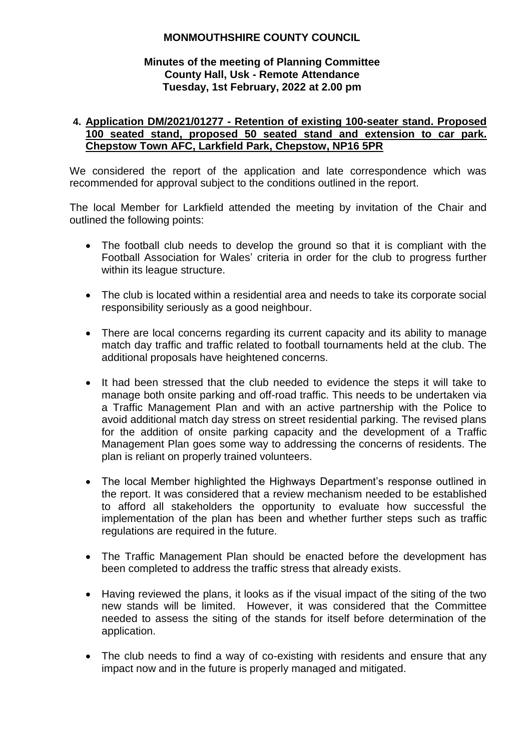# MONMOUTHSHIRE COUNTY COUNCIL

## Minutes of the meeting of Planning Committee
## County Hall, Usk - Remote Attendance
## Tuesday, 1st February, 2022 at 2.00 pm

### 4. Application DM/2021/01277 - Retention of existing 100-seater stand. Proposed 100 seated stand, proposed 50 seated stand and extension to car park. Chepstow Town AFC, Larkfield Park, Chepstow, NP16 5PR

We considered the report of the application and late correspondence which was recommended for approval subject to the conditions outlined in the report.

The local Member for Larkfield attended the meeting by invitation of the Chair and outlined the following points:

- The football club needs to develop the ground so that it is compliant with the Football Association for Wales' criteria in order for the club to progress further within its league structure.
- The club is located within a residential area and needs to take its corporate social responsibility seriously as a good neighbour.
- There are local concerns regarding its current capacity and its ability to manage match day traffic and traffic related to football tournaments held at the club. The additional proposals have heightened concerns.
- It had been stressed that the club needed to evidence the steps it will take to manage both onsite parking and off-road traffic. This needs to be undertaken via a Traffic Management Plan and with an active partnership with the Police to avoid additional match day stress on street residential parking. The revised plans for the addition of onsite parking capacity and the development of a Traffic Management Plan goes some way to addressing the concerns of residents. The plan is reliant on properly trained volunteers.
- The local Member highlighted the Highways Department's response outlined in the report. It was considered that a review mechanism needed to be established to afford all stakeholders the opportunity to evaluate how successful the implementation of the plan has been and whether further steps such as traffic regulations are required in the future.
- The Traffic Management Plan should be enacted before the development has been completed to address the traffic stress that already exists.
- Having reviewed the plans, it looks as if the visual impact of the siting of the two new stands will be limited. However, it was considered that the Committee needed to assess the siting of the stands for itself before determination of the application.
- The club needs to find a way of co-existing with residents and ensure that any impact now and in the future is properly managed and mitigated.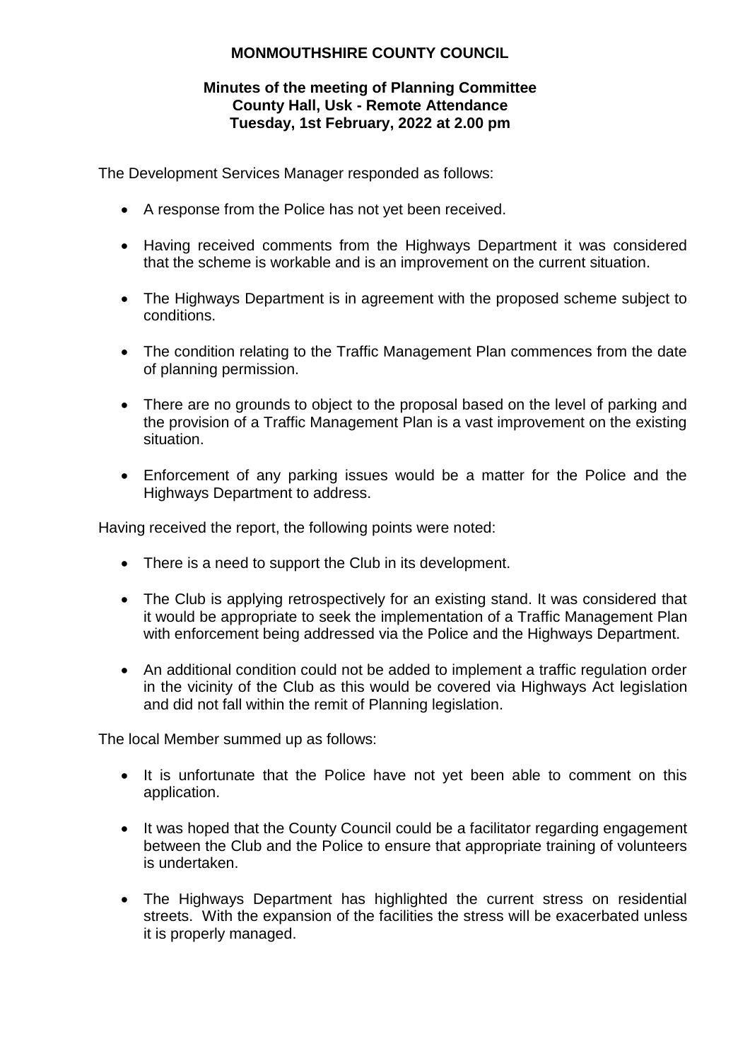**MONMOUTHSHIRE COUNTY COUNCIL**

**Minutes of the meeting of Planning Committee**
**County Hall, Usk - Remote Attendance**
**Tuesday, 1st February, 2022 at 2.00 pm**

The Development Services Manager responded as follows:

- A response from the Police has not yet been received.
- Having received comments from the Highways Department it was considered that the scheme is workable and is an improvement on the current situation.
- The Highways Department is in agreement with the proposed scheme subject to conditions.
- The condition relating to the Traffic Management Plan commences from the date of planning permission.
- There are no grounds to object to the proposal based on the level of parking and the provision of a Traffic Management Plan is a vast improvement on the existing situation.
- Enforcement of any parking issues would be a matter for the Police and the Highways Department to address.

Having received the report, the following points were noted:

- There is a need to support the Club in its development.
- The Club is applying retrospectively for an existing stand. It was considered that it would be appropriate to seek the implementation of a Traffic Management Plan with enforcement being addressed via the Police and the Highways Department.
- An additional condition could not be added to implement a traffic regulation order in the vicinity of the Club as this would be covered via Highways Act legislation and did not fall within the remit of Planning legislation.

The local Member summed up as follows:

- It is unfortunate that the Police have not yet been able to comment on this application.
- It was hoped that the County Council could be a facilitator regarding engagement between the Club and the Police to ensure that appropriate training of volunteers is undertaken.
- The Highways Department has highlighted the current stress on residential streets. With the expansion of the facilities the stress will be exacerbated unless it is properly managed.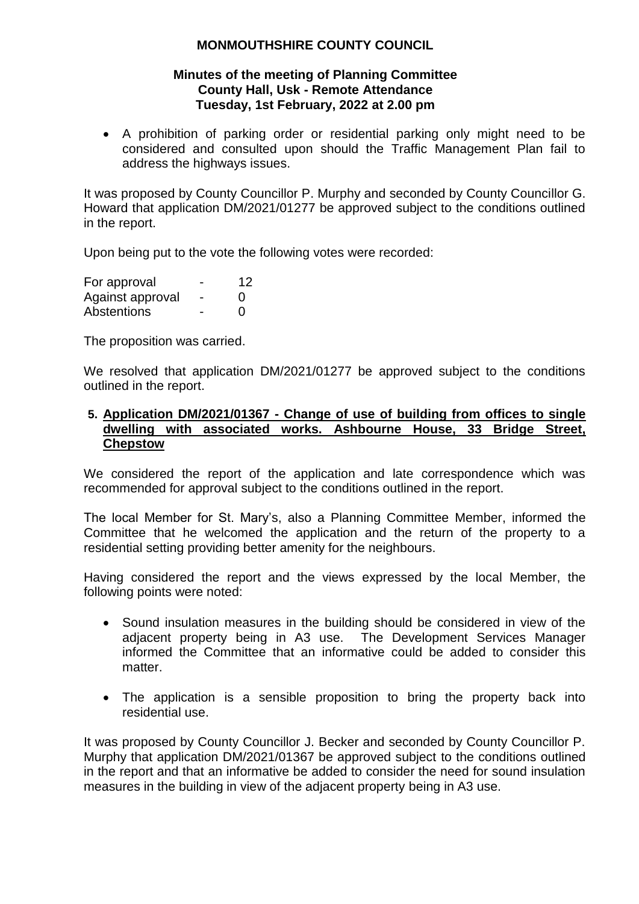- A prohibition of parking order or residential parking only might need to be considered and consulted upon should the Traffic Management Plan fail to address the highways issues.

It was proposed by County Councillor P. Murphy and seconded by County Councillor G. Howard that application DM/2021/01277 be approved subject to the conditions outlined in the report.

Upon being put to the vote the following votes were recorded:

| | | |
|---|---|---|
| For approval | - | 12 |
| Against approval | - | 0 |
| Abstentions | - | 0 |

The proposition was carried.

We resolved that application DM/2021/01277 be approved subject to the conditions outlined in the report.

## 5. Application DM/2021/01367 - Change of use of building from offices to single dwelling with associated works. Ashbourne House, 33 Bridge Street, Chepstow

We considered the report of the application and late correspondence which was recommended for approval subject to the conditions outlined in the report.

The local Member for St. Mary's, also a Planning Committee Member, informed the Committee that he welcomed the application and the return of the property to a residential setting providing better amenity for the neighbours.

Having considered the report and the views expressed by the local Member, the following points were noted:

- Sound insulation measures in the building should be considered in view of the adjacent property being in A3 use. The Development Services Manager informed the Committee that an informative could be added to consider this matter.

- The application is a sensible proposition to bring the property back into residential use.

It was proposed by County Councillor J. Becker and seconded by County Councillor P. Murphy that application DM/2021/01367 be approved subject to the conditions outlined in the report and that an informative be added to consider the need for sound insulation measures in the building in view of the adjacent property being in A3 use.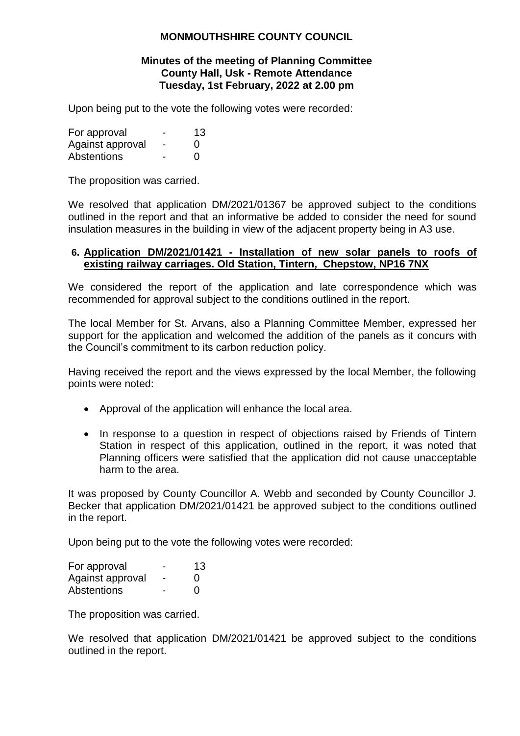**MONMOUTHSHIRE COUNTY COUNCIL**

**Minutes of the meeting of Planning Committee**
**County Hall, Usk - Remote Attendance**
**Tuesday, 1st February, 2022 at 2.00 pm**

Upon being put to the vote the following votes were recorded:

| | | |
|---|---|---|
| For approval | - | 13 |
| Against approval | - | 0 |
| Abstentions | - | 0 |

The proposition was carried.

We resolved that application DM/2021/01367 be approved subject to the conditions outlined in the report and that an informative be added to consider the need for sound insulation measures in the building in view of the adjacent property being in A3 use.

## 6. Application DM/2021/01421 - Installation of new solar panels to roofs of existing railway carriages. Old Station, Tintern, Chepstow, NP16 7NX

We considered the report of the application and late correspondence which was recommended for approval subject to the conditions outlined in the report.

The local Member for St. Arvans, also a Planning Committee Member, expressed her support for the application and welcomed the addition of the panels as it concurs with the Council's commitment to its carbon reduction policy.

Having received the report and the views expressed by the local Member, the following points were noted:

- Approval of the application will enhance the local area.
- In response to a question in respect of objections raised by Friends of Tintern Station in respect of this application, outlined in the report, it was noted that Planning officers were satisfied that the application did not cause unacceptable harm to the area.

It was proposed by County Councillor A. Webb and seconded by County Councillor J. Becker that application DM/2021/01421 be approved subject to the conditions outlined in the report.

Upon being put to the vote the following votes were recorded:

| | | |
|---|---|---|
| For approval | - | 13 |
| Against approval | - | 0 |
| Abstentions | - | 0 |

The proposition was carried.

We resolved that application DM/2021/01421 be approved subject to the conditions outlined in the report.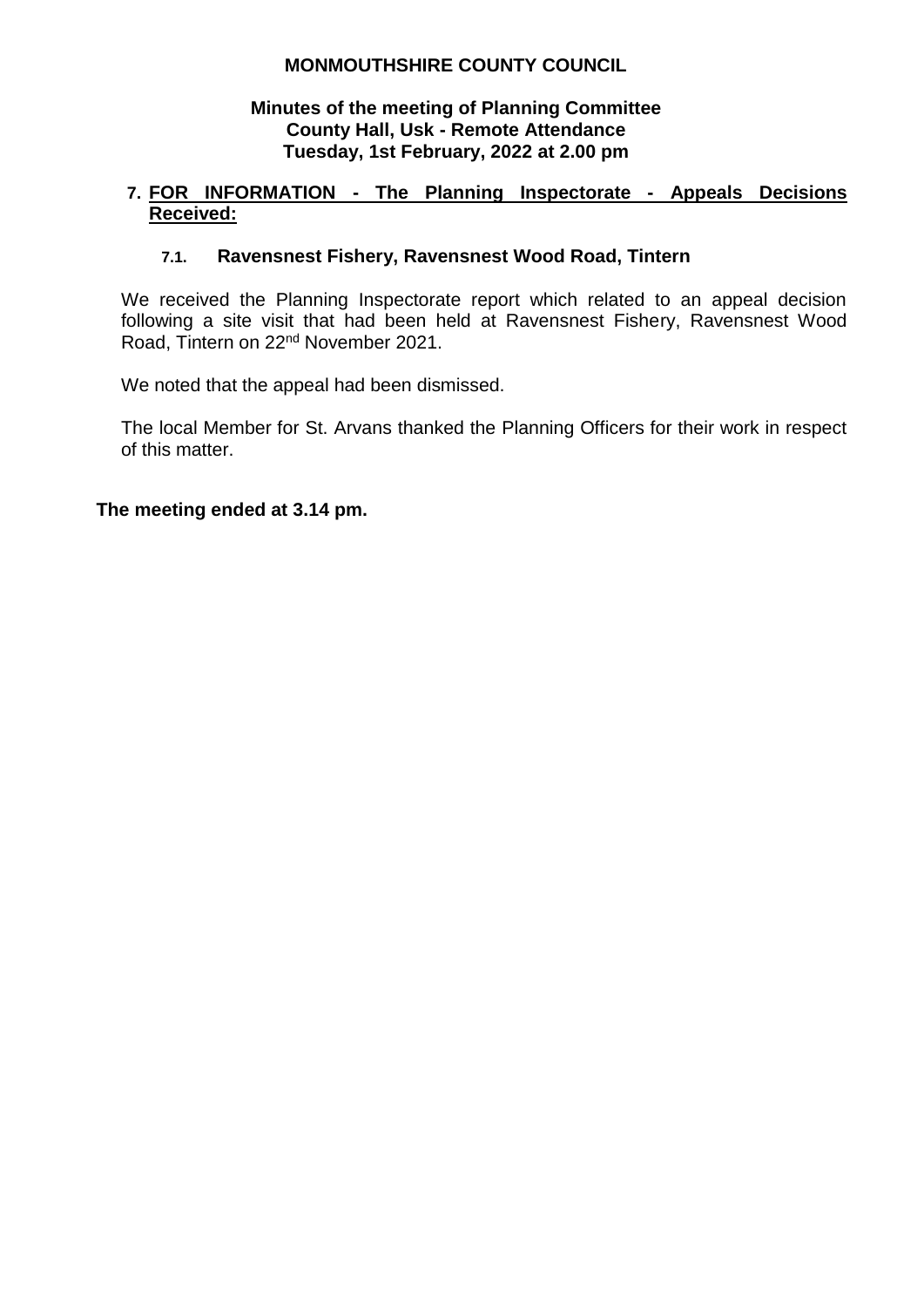**MONMOUTHSHIRE COUNTY COUNCIL**

**Minutes of the meeting of Planning Committee**
**County Hall, Usk - Remote Attendance**
**Tuesday, 1st February, 2022 at 2.00 pm**

## 7. FOR INFORMATION - The Planning Inspectorate - Appeals Decisions Received:

### 7.1. Ravensnest Fishery, Ravensnest Wood Road, Tintern

We received the Planning Inspectorate report which related to an appeal decision following a site visit that had been held at Ravensnest Fishery, Ravensnest Wood Road, Tintern on 22nd November 2021.

We noted that the appeal had been dismissed.

The local Member for St. Arvans thanked the Planning Officers for their work in respect of this matter.

**The meeting ended at 3.14 pm.**